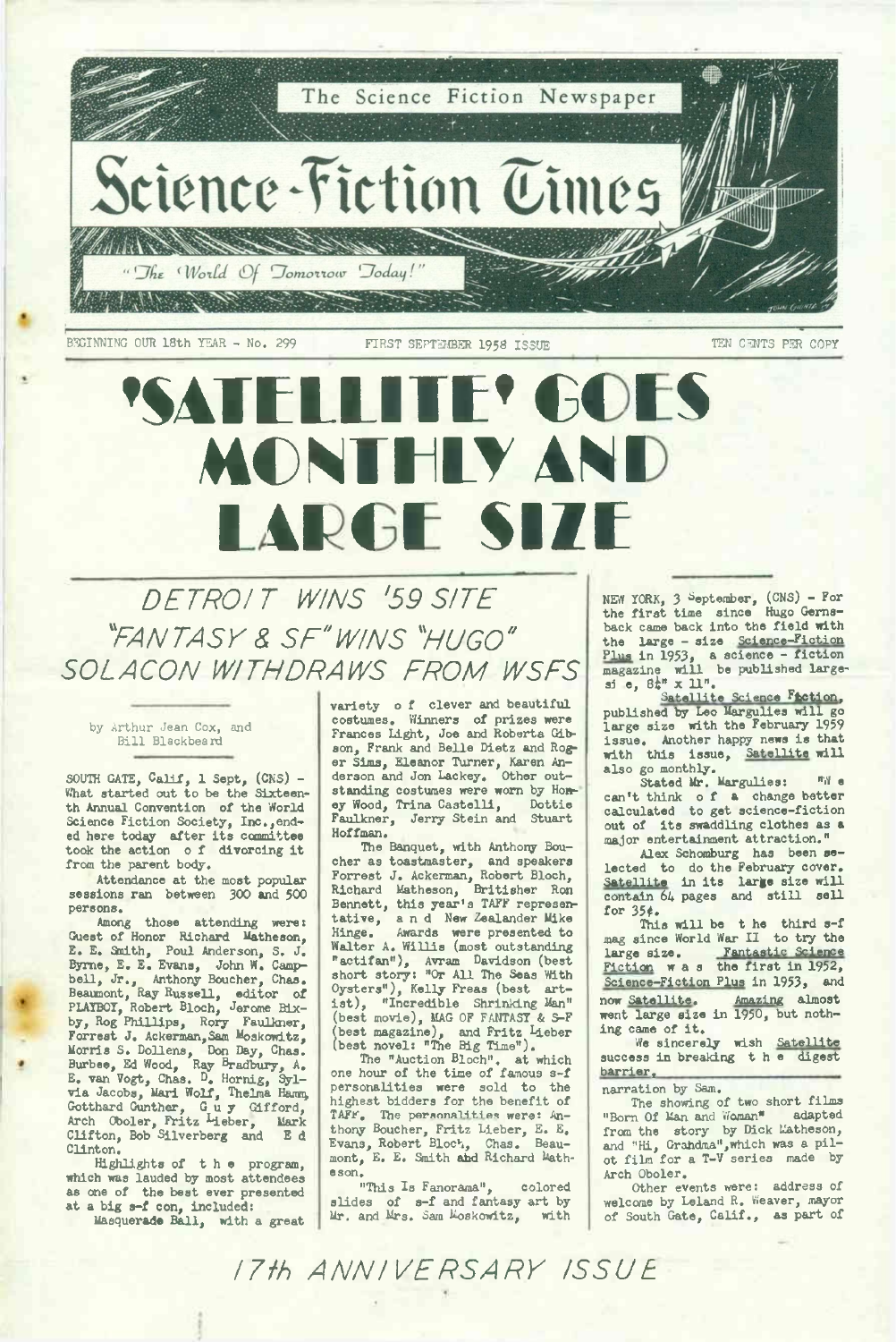The Science Fiction Newspaper

# Science-Fiction Times

"The World Of Tomorrow Today!"

BEGINNING OUR 18th YEAR - No. 299 FIRST SEPTEMBER 1958 ISSUE TEN CENTS PER COPY

# 'SATELLITE' GOES MONTHLY AND LARGE SIZE

## DETROIT WINS '59 SITE
## "FANTASY & SF" WINS "HUGO"
## SOLACON WITHDRAWS FROM WSFS

by Arthur Jean Cox, and Bill Blackbeard

SOUTH GATE, Calif, 1 Sept, (CNS) - What started out to be the Sixteenth Annual Convention of the World Science Fiction Society, Inc., ended here today after its committee took the action of divorcing it from the parent body.

Attendance at the most popular sessions ran between 300 and 500 persons.

Among those attending were: Guest of Honor Richard Matheson, E. E. Smith, Poul Anderson, S. J. Byrne, E. E. Evans, John W. Campbell, Jr., Anthony Boucher, Chas. Beaumont, Ray Russell, editor of PLAYBOY, Robert Bloch, Jerome Bixby, Rog Phillips, Rory Faulkner, Forrest J. Ackerman, Sam Moskowitz, Morris S. Dollens, Don Day, Chas. Burbee, Ed Wood, Ray Bradbury, A. E. van Vogt, Chas. D. Hornig, Sylvia Jacobs, Mari Wolf, Thelma Hamm, Gotthard Gunther, Guy Gifford, Arch Oboler, Fritz Lieber, Mark Clifton, Bob Silverberg and Ed Clinton.

Highlights of the program, which was lauded by most attendees as one of the best ever presented at a big s-f con, included:

Masquerade Ball, with a great variety of clever and beautiful costumes. Winners of prizes were Frances Light, Joe and Roberta Gibson, Frank and Belle Dietz and Roger Sims, Eleanor Turner, Karen Anderson and Jon Lackey. Other outstanding costumes were worn by Honey Wood, Trina Castelli, Dottie Faulkner, Jerry Stein and Stuart Hoffman.

The Banquet, with Anthony Boucher as toastmaster, and speakers Forrest J. Ackerman, Robert Bloch, Richard Matheson, Britisher Ron Bennett, this year's TAFF representative, and New Zealander Mike Hinge. Awards were presented to Walter A. Willis (most outstanding "actifan"), Avram Davidson (best short story: "Or All The Seas With Oysters"), Kelly Freas (best artist), "Incredible Shrinking Man" (best movie), MAG OF FANTASY & S-F (best magazine), and Fritz Lieber (best novel: "The Big Time").

The "Auction Bloch", at which one hour of the time of famous s-f personalities were sold to the highest bidders for the benefit of TAFF. The personalities were: Anthony Boucher, Fritz Lieber, E. E. Evans, Robert Bloch, Chas. Beaumont, E. E. Smith and Richard Matheson.

"This Is Fanorama", colored slides of s-f and fantasy art by Mr. and Mrs. Sam Moskowitz, with narration by Sam.

The showing of two short films "Born Of Man and Woman" adapted from the story by Dick Matheson, and "Hi, Grandma", which was a pilot film for a T-V series made by Arch Oboler.

Other events were: address of welcome by Leland R. Weaver, mayor of South Gate, Calif., as part of

---

NEW YORK, 3 September, (CNS) - For the first time since Hugo Gernsback came back into the field with the large - size Science-Fiction Plus in 1953, a science - fiction magazine will be published large-size, 8½" x 11".

Satellite Science Fiction, published by Leo Margulies will go large size with the February 1959 issue. Another happy news is that with this issue, Satellite will also go monthly.

Stated Mr. Margulies: "We can't think of a change better calculated to get science-fiction out of its swaddling clothes as a major entertainment attraction."

Alex Schomburg has been selected to do the February cover. Satellite in its large size will contain 64 pages and still sell for 35¢.

This will be the third s-f mag since World War II to try the large size. Fantastic Science Fiction was the first in 1952, Science-Fiction Plus in 1953, and now Satellite. Amazing almost went large size in 1950, but nothing came of it.

We sincerely wish Satellite success in breaking the digest barrier.

## 17th ANNIVERSARY ISSUE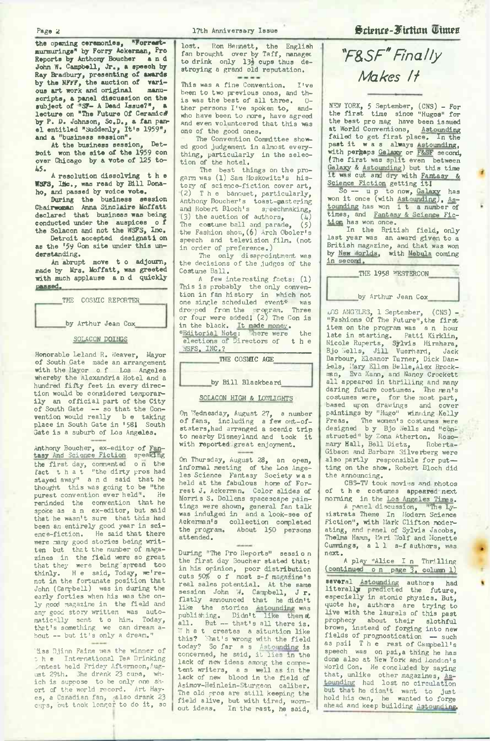the opening ceremonies, "Forrest-murmurings" by Forry Ackerman, Pro Reports by Anthony Boucher and John W. Campbell, Jr., a speech by Ray Bradbury, presenting of awards by the NFFF, the auction of various art work and original manuscripts, a panel discussion on the subject of "SF- A Dead Issue?", a lecture on "The Future Of Ceramics" by P. D. Johnson, Sc.D., a fan panel entitled "Suddenly, It's 1959", and a "business session".

At the business session, Detroit won the site of the 1959 con over Chicago by a vote of 125 to 45.

A resolution dissolving the WSFS, Inc., was read by Bill Donaho, and passed by voice vote.

During the business session Chairwoman Anna Sinclaire Moffatt declared that business was being conducted under the auspices of the Solacon and not the WSFS, Inc.

Detroit accepted designation as the '59 Con site under this understanding.

An abrupt move to adjourn, made by Mrs. Moffatt, was greeted with much applause and quickly passed.

## THE COSMIC REPORTER

by Arthur Jean Cox

### SOLACON DOINGS

Honorable Leland R. Weaver, Mayor of South Gate made an arrangement with the Mayor of Los Angeles whereby the Alexandria Hotel and a hundred fifty feet in every direction would be considered temporarily an official part of the City of South Gate -- so that the Convention would really be taking place in South Gate in '58! South Gate is a suburb of Los Angeles.

Anthony Boucher, ex-editor of Fantasy And Science Fiction speaking the first day, commented on the fact that "the dirty pros had stayed away" and said that he thought this was going to be "the purest convention ever held". He reminded the convention that he spoke as an ex-editor, but said that he wasn't sure that this had been an entirely good year in science-fiction. He said that there were many good stories being written but that the number of magazines in the field were so great that they were being spread too thinly. He said, Today, we're not in the fortunate position that John (Campbell) was in during the early forties when his was the only good magazine in the field and any good story written was automatically sent to him. Today, that's something we can dream about -- but it's only a dream."

Miss Djinn Faine was the winner of the International Tea Drinking Contest held Friday Afternoon, August 29th. She drank 23 cups, which is suppose to be only one short of the world record. Art Hayes, a Canadian fan, also drank 23 cups, but took longer to do it, so lost. Ron Bennett, the English fan brought over by Taff, managed to drink only 13½ cups thus destroying a grand old reputation.

----

This was a fine Convention. I've been to two previous ones, and this was the best of all three. Other persons I've spoken to, and who have been to more, have agreed and even volunteered that this was one of the good ones.

The Convention Committee showed good judgement in almost everything, particularly in the selection of the hotel.

The best things on the program was (1) Sam Moskowitz's history of science-fiction cover art, (2) The banquet, particularly, Anthony Boucher's toast-mastering and Robert Bloch's speechmaking, (3) the auction of authors, (4) The costume ball and parade, (5) the Fashion show, (6) Arch Oboler's speech and television film. (not in order of preference.)

The only disappointment was the decisions of the judges of the Costume Ball.

A few interesting facts: (1) This is probably the only convention in fan history in which not one single scheduled event* was dropped from the program. Three or four were added! (2) The Con is in the black. It made money.

*Editorial Note: Where were the elections of Directors of the WSFS, INC.?

## THE COSMIC AGE

by Bill Blackbeard

### SOLACON HIGH & LOWLIGHTS

On Wednesday, August 27, a number of fans, including a few out-of-staters, had arranged a scenic trip to nearby Disneyland and took it with reported great enjoyment.

----

On Thursday, August 28, an open, informal meeting of the Los Angeles Science Fantasy Society was held at the fabulous home of Forrest J. Ackerman. Color slides of Morris S. Dollens spacescape paintings were shown, general fan talk was indulged in and a look-see of Ackerman's collection completed the program. About 150 persons attended.

----

During "The Pro Reports" session the first day Boucher stated that: in his opinion, poor distribution cuts 50% of most s-f magazine's real sales potential. At the same session John W. Campbell, Jr. flatly announced that he didn't like the stories Astounding was publishing. Didn't like them at all. But -- that's all there is. What creates a situation like this? What's wrong with the field today? So far as Astounding is concerned, he said, it lies in the lack of new ideas among the competent writers, as well as in the lack of new blood in the field of Asimov-Heinlein-Sturgeon caliber. The old pros are still keeping the field alive, but with tired, worn-out ideas. In the past, he said, several Astounding authors had literally predicted the future, especially in atomic physics. But, quote he, authors are trying to live with the laurels of this past prophecy about their slothful brows, instead of forging into new fields of prognostication -- such as psi! The rest of Campbell's speech was on psi, a thing he has done also at New York and London's World Con. He concluded by saying that, unlike other magazines, Astounding had lost no circulation but that he didn't want to just hold his own, he wanted to forge ahead and keep building Astounding.

# "F&SF" Finally Makes It

NEW YORK, 5 September, (CNS) - For the first time since "Hugos" for the best pro mag have been issued at World Conventions, Astounding failed to get first place. In the past it was always Astounding, with perhaps Galaxy or F&SF second, (The first was split even between Galaxy & Astounding) but this time it was cut and dry with Fantasy & Science Fiction getting it!

So -- up to now, Galaxy has won it once (with Astounding), Astounding has won it a number of times, and Fantasy & Science Fiction has won once.

In the British field, only last year was an award given to a British magazine, and that was won by New Worlds, with Nebula coming in second.

## THE 1958 WESTERCON

by Arthur Jean Cox

LOS ANGELES, 1 September, (CNS) - "Fashions Of The Future", the first item on the program was an hour late in starting. Patti Kirklin, Nicole Ruperts, Sylvis Hirahara, Bjo Wells, Jill Vuerhard, Jack Barbour, Eleanor Turner, Dick Daniels, Mary Ellen Belle, Alex Brockman, Eva Kann, and Nancy Crockett all appeared in thrilling and many daring future costumes. The men's costumes were, for the most part, based upon drawings and cover paintings by "Hugo" winning Kelly Freas. The women's costumes were designed by Bjo Wells and "constructed" by Zona Atherton. Rosemary Hall, Bell Dietz, Roberta-Gibson and Barbara Silverberg were also partly responsible for putting on the show. Robert Bloch did the announcing.

CBS-TV took movies and photos of the costumes appeared next morning in the Los Angeles Times.

A panel discussion, "The Lysistrata Theme In Modern Science Fiction", with Mark Clifton moderating, and panel of Sylvia Jacobs, Thelma Hamm, Mari Wolf and Honette Cummings, all s-f authors, was next.

A play "Alice In Thrilling (continued on page 3, column 1)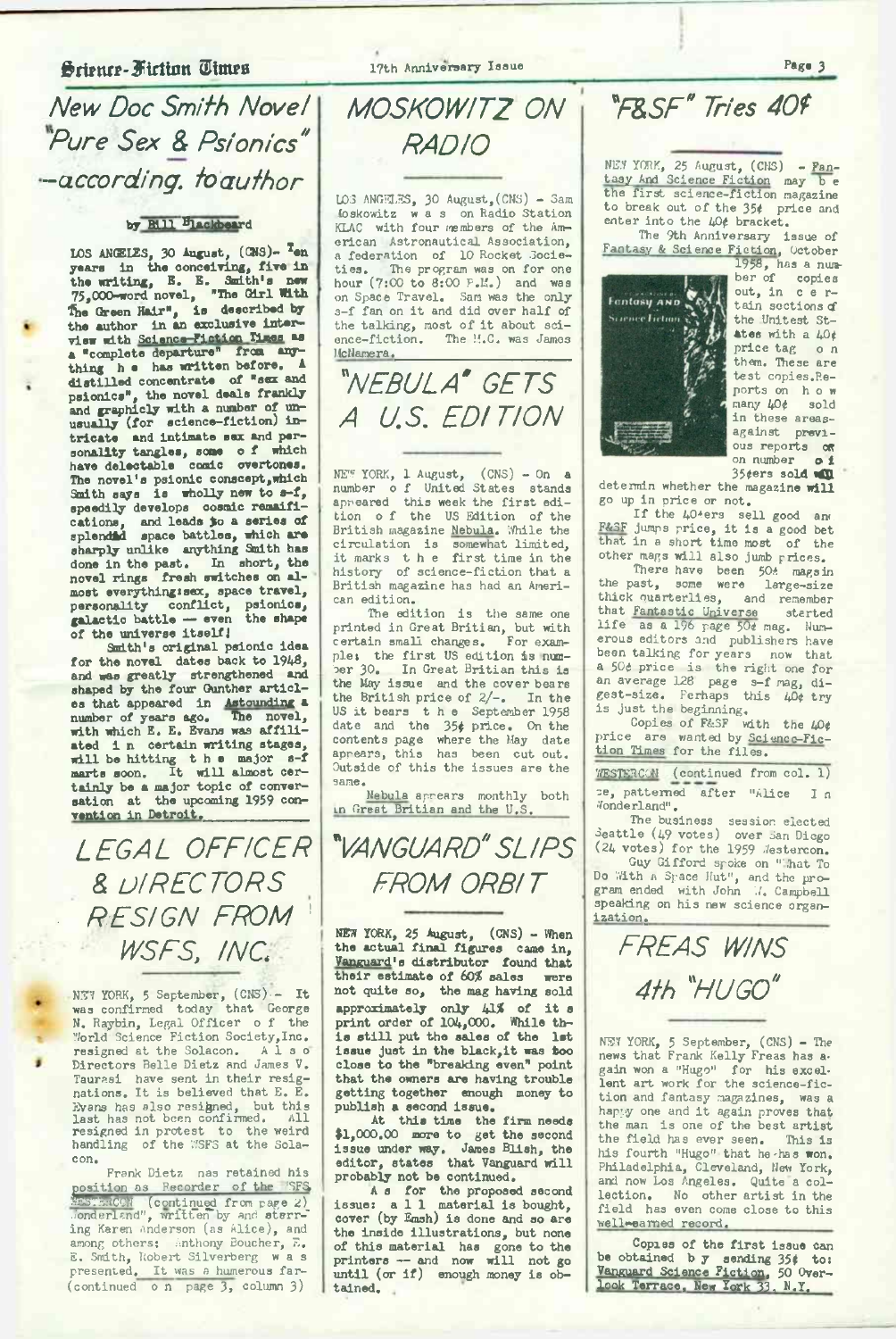# New Doc Smith Novel "Pure Sex & Psionics" --according to author

by Bill Blackbeard

LOS ANGELES, 30 August, (CNS)- Ten years in the conceiving, five in the writing, E. E. Smith's new 75,000-word novel, "The Girl With The Green Hair", is described by the author in an exclusive interview with Science-Fiction Times as a "complete departure" from anything he has written before. A distilled concentrate of "sex and psionics", the novel deals frankly and graphically with a number of unusually (for science-fiction) intricate and intimate sex and personality tangles, some of which have delectable comic overtones. The novel's psionic conscept, which Smith says is wholly new to s-f, speedily develops cosmic ramifications, and leads to a series of splendid space battles, which are sharply unlike anything Smith has done in the past. In short, the novel rings fresh switches on almost everything: sex, space travel, personality conflict, psionics, galactic battle -- even the shape of the universe itself!

Smith's original psionic idea for the novel dates back to 1948, and was greatly strengthened and shaped by the four Gunther articles that appeared in Astounding a number of years ago. The novel, with which E. E. Evans was affiliated in certain writing stages, will be hitting the major s-f marts soon. It will almost certainly be a major topic of conversation at the upcoming 1959 convention in Detroit.

# LEGAL OFFICER & DIRECTORS RESIGN FROM WSFS, INC.

NEW YORK, 5 September, (CNS) - It was confirmed today that George N. Raybin, Legal Officer of the World Science Fiction Society,Inc. resigned at the Solacon. Also Directors Belle Dietz and James V. Taurasi have sent in their resignations. It is believed that E. E. Evans has also resigned, but this last has not been confirmed. All resigned in protest to the weird handling of the WSFS at the Solacon.

Frank Dietz has retained his position as Recorder of the WSFS.

WESTERCON (continued from page 2) Wonderland", written by and starring Karen Anderson (as Alice), and among others: Anthony Boucher, E. E. Smith, Robert Silverberg was presented. It was a humerous far- (continued on page 3, column 3)

# MOSKOWITZ ON RADIO

LOS ANGELES, 30 August,(CNS) - Sam Moskowitz was on Radio Station KLAC with four members of the American Astronautical Association, a federation of 10 Rocket Societies. The program was on for one hour (7:00 to 8:00 P.M.) and was on Space Travel. Sam was the only s-f fan on it and did over half of the talking, most of it about science-fiction. The M.C. was James McNamera.

# "NEBULA" GETS A U.S. EDITION

NEW YORK, 1 August, (CNS) - On a number of United States stands appeared this week the first edition of the US Edition of the British magazine Nebula. While the circulation is somewhat limited, it marks the first time in the history of science-fiction that a British magazine has had an American edition.

The edition is the same one printed in Great Britian, but with certain small changes. For example; the first US edition is number 30. In Great Britian this is the May issue and the cover bears the British price of 2/-. In the US it bears the September 1958 date and the 35¢ price. On the contents page where the May date appears, this has been cut out. Outside of this the issues are the same.

Nebula appears monthly both in Great Britian and the U.S.

# "VANGUARD" SLIPS FROM ORBIT

NEW YORK, 25 August, (CNS) - When the actual final figures came in, Vanguard's distributor found that their estimate of 60% sales were not quite so, the mag having sold approximately only 41% of its print order of 104,000. While this is still put the sales of the 1st issue just in the black,it was too close to the "breaking even" point that the owners are having trouble getting together enough money to publish a second issue.

At this time the firm needs $1,000.00 more to get the second issue under way. James Blish, the editor, states that Vanguard will probably not be continued.

As for the proposed second issue: all material is bought, cover (by Emsh) is done and so are the inside illustrations, but none of this material has gone to the printers -- and now will not go until (or if) enough money is obtained.

# "F&SF" Tries 40¢

NEW YORK, 25 August, (CNS) - Fantasy And Science Fiction may be the first science-fiction magazine to break out of the 35¢ price and enter into the 40¢ bracket.

The 9th Anniversary issue of Fantasy & Science Fiction, October 1958, has a number of copies out, in certain sections of the Unitest States with a 40¢ price tag on them. These are test copies. Reports on how many 40¢ sold in these areas-against previous reports on number of 35¢ers sold will determin whether the magazine will go up in price or not.

If the 40¢ers sell good and F&SF jumps price, it is a good bet that in a short time most of the other mags will also jumb prices.

There have been 50¢ mags in the past, some were large-size thick quarterlies, and remember that Fantastic Universe started life as a 196 page 50¢ mag. Numerous editors and publishers have been talking for years now that a 50¢ price is the right one for an average 128 page s-f mag, digest-size. Perhaps this 40¢ try is just the beginning.

Copies of F&SF with the 40¢ price are wanted by Science-Fiction Times for the files.

WESTERCON (continued from col. 1) ce, patterned after "Alice In Wonderland".

The business session elected Seattle (49 votes) over San Diego (24 votes) for the 1959 Westercon.

Guy Gifford spoke on "What To Do With A Space Hat", and the program ended with John W. Campbell speaking on his new science organization.

# FREAS WINS 4th "HUGO"

NEW YORK, 5 September, (CNS) - The news that Frank Kelly Freas has again won a "Hugo" for his excellent art work for the science-fiction and fantasy magazines, was a happy one and it again proves that the man is one of the best artist the field has ever seen. This is his fourth "Hugo" that he has won. Philadelphia, Cleveland, New York, and now Los Angeles. Quite a collection. No other artist in the field has even come close to this well-earned record.

Copies of the first issue can be obtained by sending 35¢ to: Vanguard Science Fiction, 50 Overlook Terrace, New York 33, N.Y.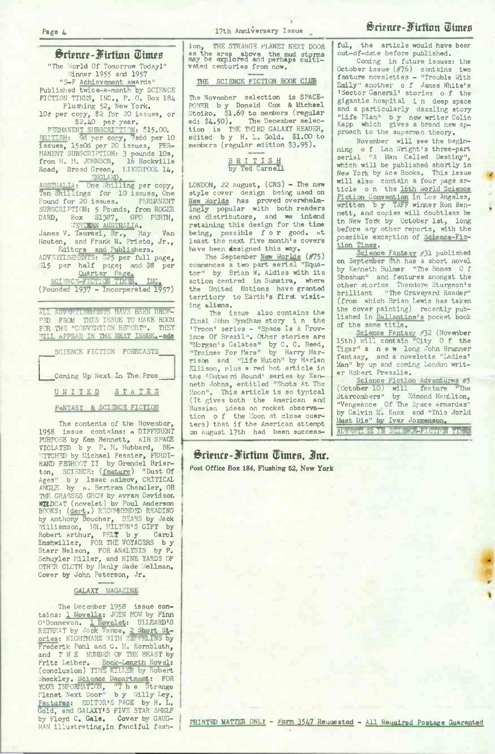# Science-Fiction Times

"The World Of Tomorrow Today!"
Winner 1955 and 1957
"S-F Achievement Awards"

Published twice-a-month by SCIENCE FICTION TIMES, INC., P. O. Box 184 Flushing 52, New York.
10¢ per copy, $2 for 20 issues, or $2.40 per year.
PERMANENT SUBSCRIPTION: $15.00.

BRITISH: 9d per copy, 7s6d per 10 issues, 15s0d per 20 issues, PERMANENT SUBSCRIPTION: 3 pounds 10s, from H. M. JOHNSON, 16 Rockville Road, Broad Green, LIVERPOOL 14, ENGLAND.

AUSTRALIA: One Shilling per copy, Ten Shillings for 10 issues, One Pound for 20 issues. PERMANENT SUBSCRIPTION: 5 Pounds, from ROGER DARD, Box S1387, GPO PERTH, WESTERN AUSTRALIA.

James V. Taurasi, Sr., Ray Van Houten, and Frank R. Prieto, Jr., Editors and Publishers.

ADVERTISEMENTS: $25 per full page, $15 per half page; and $8 per Quarter Page.

SCIENCE-FICTION TIMES, INC.
(Founded 1937 - Incorporated 1957)

ALL ADVERTISEMENTS HAVE BEEN DROPPED FROM THIS ISSUE TO MAKE ROOM FOR THE "CONVENTION REPORT". THEY WILL APPEAR IN THE NEXT ISSUE.-eds

## SCIENCE FICTION FORECASTS

### Coming Up Next In The Pros

### U N I T E D  S T A T E S

#### FANTASY & SCIENCE FICTION

The contents of the November, 1958 issue contains: A DIFFERENT PURPOSE by Kem Bennett, AIR SPACE VIOLATED by P. M. Hubbard, BEWITCHED by Michael Fessier, FERDINAND FEGHOOT II by Grendel Briarton, SCIENCE: (feature) "Dust Of Ages" by Isaac Asimov, CRITICAL ANGLE by A. Bertram Chandler, OR THE GRASSES GROW by Avram Davidson, WILDCAT (novelet) by Poul Anderson BOOKS: (dept.) RECOMMENDED READING by Anthony Boucher, BEANS by Jack Williamson, MR. MILTON'S GIFT by Robert Arthur, PELT by Carol Emshwiller, FOR THE VOYAGERS by Starr Nelson, FOR ANALYSIS by P. Schuyler Miller, and NINE YARDS OF OTHER CLOTH by Manly Wade Wellman. Cover by John Peterson, Jr.

#### GALAXY MAGAZINE

The December 1958 issue contains: 1 Novella: JOIN NOW by Finn O'Donnevan. 1 Novelet: ULLEARD'S RETREAT by Jack Vance, 2 Short Stories: NIGHTMARE WITH ZEPPELINS by Frederik Pohl and C. M. Kornbluth, and T H E NUMBER OF THE BEAST by Fritz Leiber. Book-Length Novel: (conclusion) TIME KILLER by Robert Sheckley. Science Department: FOR YOUR INFORMATION, "T h e Strange Planet Next Door" b y Willy Ley. Features: EDITOR'S PAGE by H. L. Gold, and GALAXY'S FIVE STAR SHELF by Floyd C. Gale. Cover by GAUGHAN illustrating, in fanciful fashion, THE STRANGE PLANET NEXT DOOR as the area above the mud storms may be explored and perhaps cultivated centuries from now.

#### THE SCIENCE FICTION BOOK CLUB

The November selection is SPACE-POWER b y Donald Cox & Michael Stoiko. $1.69 to members (regular ed: $4.50). The December selection is THE THIRD GALAXY READER, edited b y H. L. Gold. $1.00 to members (regular edition $3.95).

### B R I T I S H
by Ted Carnell

LONDON, 22 August, (CNS) - The new style cover design being used on New Worlds has proved overwhelmingly popular with both readers and distributors, and we intend retaining this design for the time being, possible f o r good. At least the next five month's covers have been designed this way.

The September New Worlds (#75) commences a two part serial "Equator" by Brian W. Aldiss with its action centred in Sumatra, where the United Nations have granted territory to Earth's first visiting aliens.

The issue also contains the final John Wyndham story i n the 'Troon' series - "Space Is A Province Of Brazil". Other stories are "Morgan's Galatea" by C. C. Reed, "Trainee For Mars" by Harry Harrison and "Life Hutch" by Harlan Ellison, plus a red hot article in the 'Outward Bound' series by Kenneth Johns, entitled "Shots At The Moon". This article is so typical (It gives both the American and Russian ideas on rocket observation o f the Moon at close quarters) that if the American attempt on August 17th had been successful, the article would have been out-of-date before published.

Coming in future issues: the October issue (#76) contains two feature novelettes - "Trouble With Emily" another o f James White's 'Sector General' stories o f the gigantic hospital i n deep space and a particularly dazzling story "Life Plan" b y new writer Colin Kapp which gives a brand new approach to the superman theory.

November will see the beginning o f Lan Wright's three-part serial "A Man Called Destiny", which will be published shortly in New York by Ace Books. This issue will also contain a four page article o n the 16th World Science Fiction Convention in Los Angeles, written b y TAFF winner Ron Bennett, and copies will doubtless be in New York by October 1st, long before any other reports, with the possible exception of Science-Fiction Times.

Science Fantasy #31 published on September 8th has a short novel by Kenneth Bulmer "The Bones O f Shoshun" and features amongst the other stories Theodore Sturgeon's brilliant "The Graveyard Reader" (from which Brian Lewis has taken the cover painting) recently published in Ballantine's pocket book of the same title.

Science Fantasy #32 (November 15th) will contain "City O f the Tiger" a n e w long John Brunner fantasy, and a novelette "Ladies' Man" by up and coming London writer Robert Presslie.

Science Fiction Adventures #5 (October 10) will feature "The Starcombers" by Edmond Hamilton, "Vengeance Of The Space Armadas" by Calvin M. Knox and "This World Must Die" by Ivar Jorgenson.

ADVERTISE IN SCIENCE-FICTION TIMES

**Science-Fiction Times, Inc.**
Post Office Box 184, Flushing 52, New York

PRINTED MATTER ONLY - Form 3547 Requested - All Required Postage Guaranteed